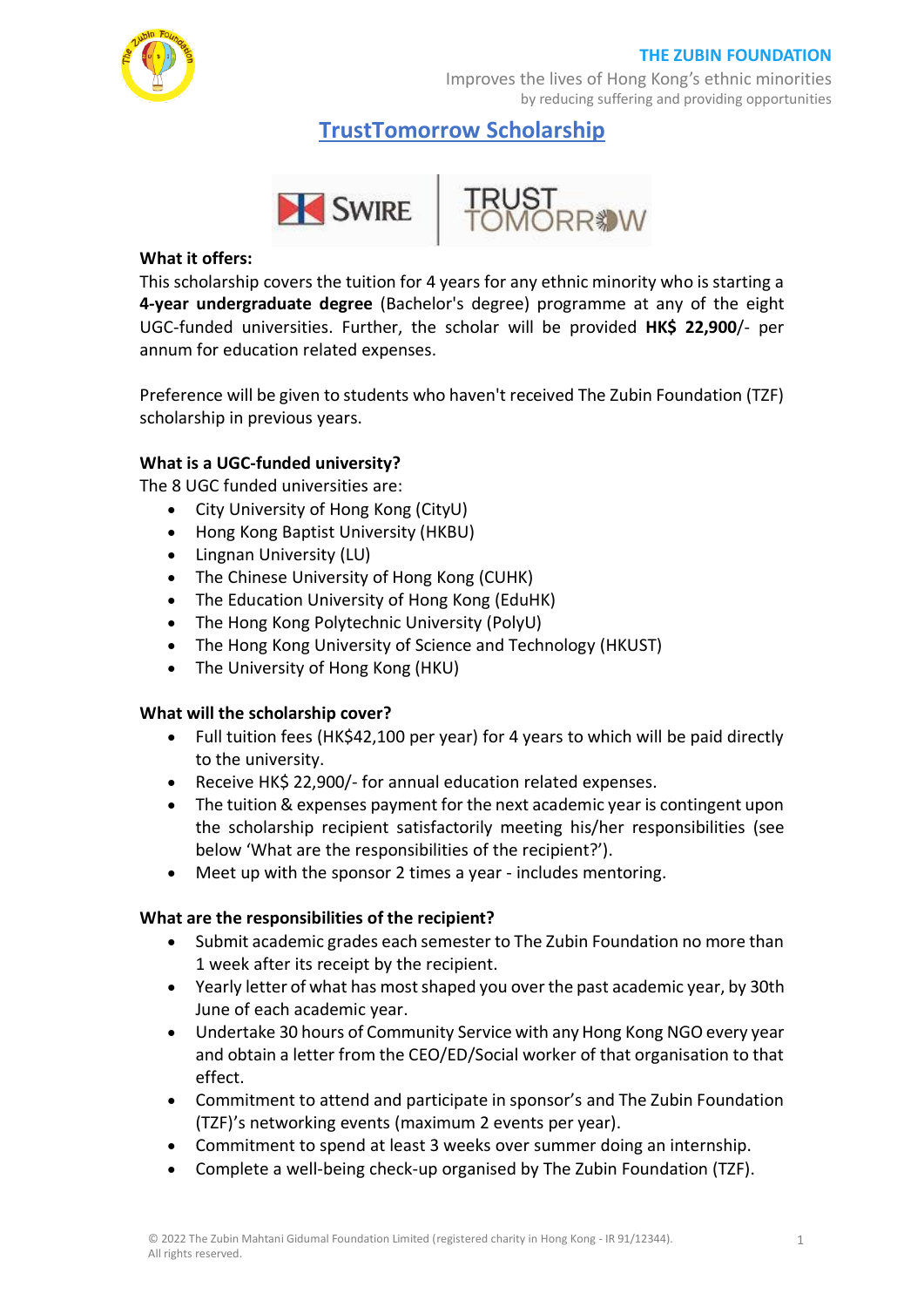**THE ZUBIN FOUNDATION**

Improves the lives of Hong Kong's ethnic minorities
by reducing suffering and providing opportunities

# TrustTomorrow Scholarship

SWIRE | TRUST TOMORROW

**What it offers:**

This scholarship covers the tuition for 4 years for any ethnic minority who is starting a **4-year undergraduate degree** (Bachelor's degree) programme at any of the eight UGC-funded universities. Further, the scholar will be provided **HK$ 22,900**/- per annum for education related expenses.

Preference will be given to students who haven't received The Zubin Foundation (TZF) scholarship in previous years.

**What is a UGC-funded university?**

The 8 UGC funded universities are:

- City University of Hong Kong (CityU)
- Hong Kong Baptist University (HKBU)
- Lingnan University (LU)
- The Chinese University of Hong Kong (CUHK)
- The Education University of Hong Kong (EduHK)
- The Hong Kong Polytechnic University (PolyU)
- The Hong Kong University of Science and Technology (HKUST)
- The University of Hong Kong (HKU)

**What will the scholarship cover?**

- Full tuition fees (HK$42,100 per year) for 4 years to which will be paid directly to the university.
- Receive HK$ 22,900/- for annual education related expenses.
- The tuition & expenses payment for the next academic year is contingent upon the scholarship recipient satisfactorily meeting his/her responsibilities (see below 'What are the responsibilities of the recipient?').
- Meet up with the sponsor 2 times a year - includes mentoring.

**What are the responsibilities of the recipient?**

- Submit academic grades each semester to The Zubin Foundation no more than 1 week after its receipt by the recipient.
- Yearly letter of what has most shaped you over the past academic year, by 30th June of each academic year.
- Undertake 30 hours of Community Service with any Hong Kong NGO every year and obtain a letter from the CEO/ED/Social worker of that organisation to that effect.
- Commitment to attend and participate in sponsor's and The Zubin Foundation (TZF)'s networking events (maximum 2 events per year).
- Commitment to spend at least 3 weeks over summer doing an internship.
- Complete a well-being check-up organised by The Zubin Foundation (TZF).

© 2022 The Zubin Mahtani Gidumal Foundation Limited (registered charity in Hong Kong - IR 91/12344). All rights reserved.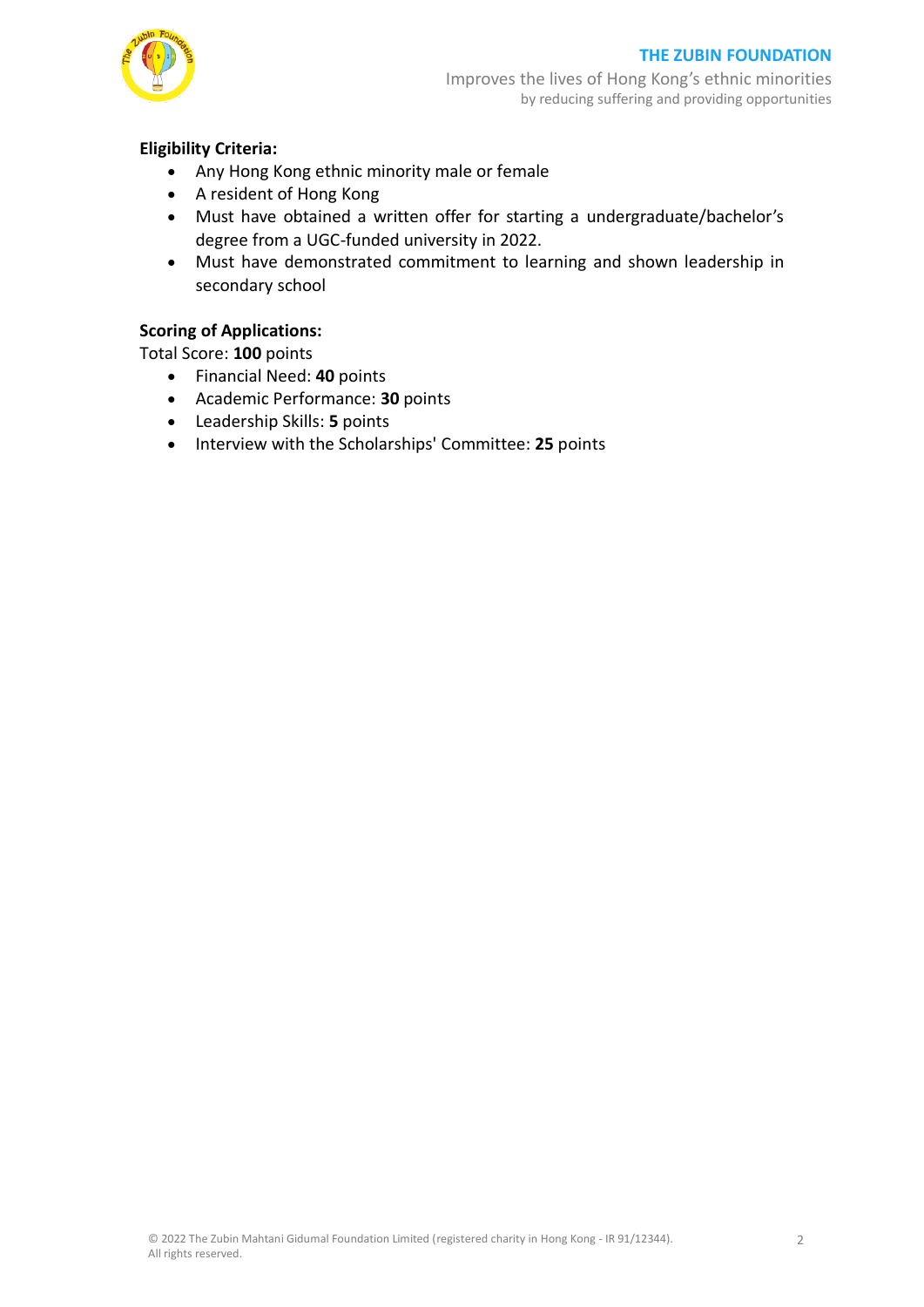**Eligibility Criteria:**

- Any Hong Kong ethnic minority male or female
- A resident of Hong Kong
- Must have obtained a written offer for starting a undergraduate/bachelor's degree from a UGC-funded university in 2022.
- Must have demonstrated commitment to learning and shown leadership in secondary school

**Scoring of Applications:**

Total Score: **100** points

- Financial Need: **40** points
- Academic Performance: **30** points
- Leadership Skills: **5** points
- Interview with the Scholarships' Committee: **25** points